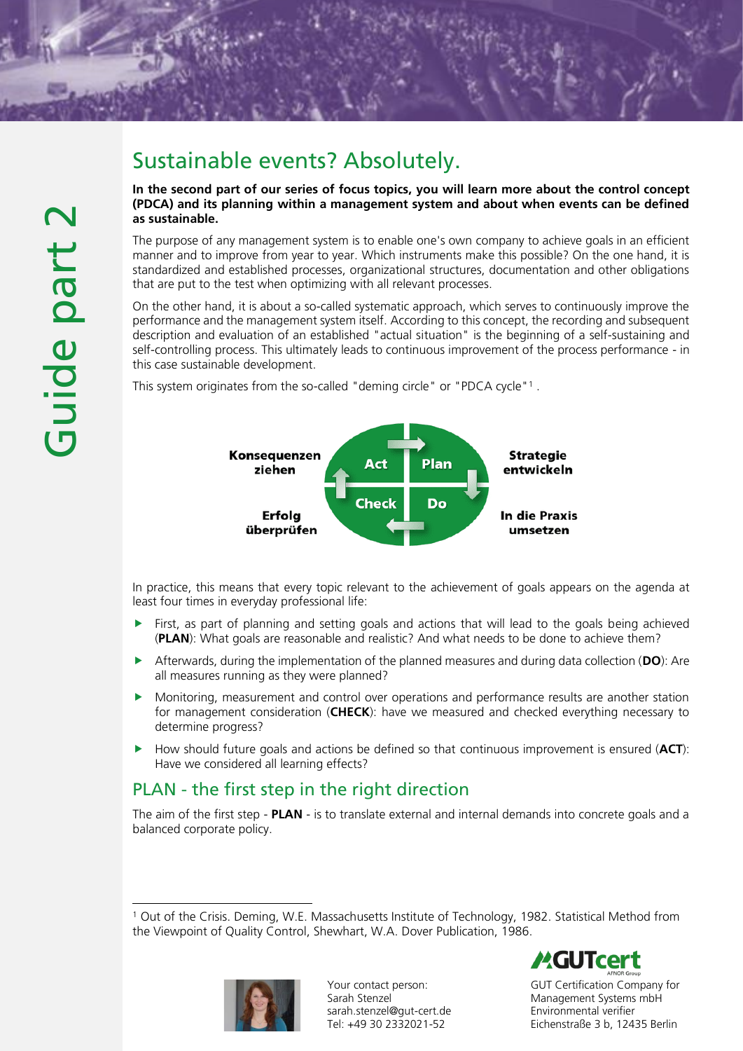Guide part 2

# Sustainable events? Absolutely.

**In the second part of our series of focus topics, you will learn more about the control concept (PDCA) and its planning within a management system and about when events can be defined as sustainable.**

The purpose of any management system is to enable one's own company to achieve goals in an efficient manner and to improve from year to year. Which instruments make this possible? On the one hand, it is standardized and established processes, organizational structures, documentation and other obligations that are put to the test when optimizing with all relevant processes.

On the other hand, it is about a so-called systematic approach, which serves to continuously improve the performance and the management system itself. According to this concept, the recording and subsequent description and evaluation of an established "actual situation" is the beginning of a self-sustaining and self-controlling process. This ultimately leads to continuous improvement of the process performance - in this case sustainable development.

This system originates from the so-called "deming circle" or "PDCA cycle"[1].

Konsequenzen ziehen — **Act**
Strategie entwickeln — **Plan**
In die Praxis umsetzen — **Do**
Erfolg überprüfen — **Check**

In practice, this means that every topic relevant to the achievement of goals appears on the agenda at least four times in everyday professional life:

- First, as part of planning and setting goals and actions that will lead to the goals being achieved (**PLAN**): What goals are reasonable and realistic? And what needs to be done to achieve them?
- Afterwards, during the implementation of the planned measures and during data collection (**DO**): Are all measures running as they were planned?
- Monitoring, measurement and control over operations and performance results are another station for management consideration (**CHECK**): have we measured and checked everything necessary to determine progress?
- How should future goals and actions be defined so that continuous improvement is ensured (**ACT**): Have we considered all learning effects?

## PLAN - the first step in the right direction

The aim of the first step - **PLAN** - is to translate external and internal demands into concrete goals and a balanced corporate policy.

---

[1] Out of the Crisis. Deming, W.E. Massachusetts Institute of Technology, 1982. Statistical Method from the Viewpoint of Quality Control, Shewhart, W.A. Dover Publication, 1986.

Your contact person:
Sarah Stenzel
sarah.stenzel@gut-cert.de
Tel: +49 30 2332021-52

GUTcert
AFNOR Group

GUT Certification Company for Management Systems mbH
Environmental verifier
Eichenstraße 3 b, 12435 Berlin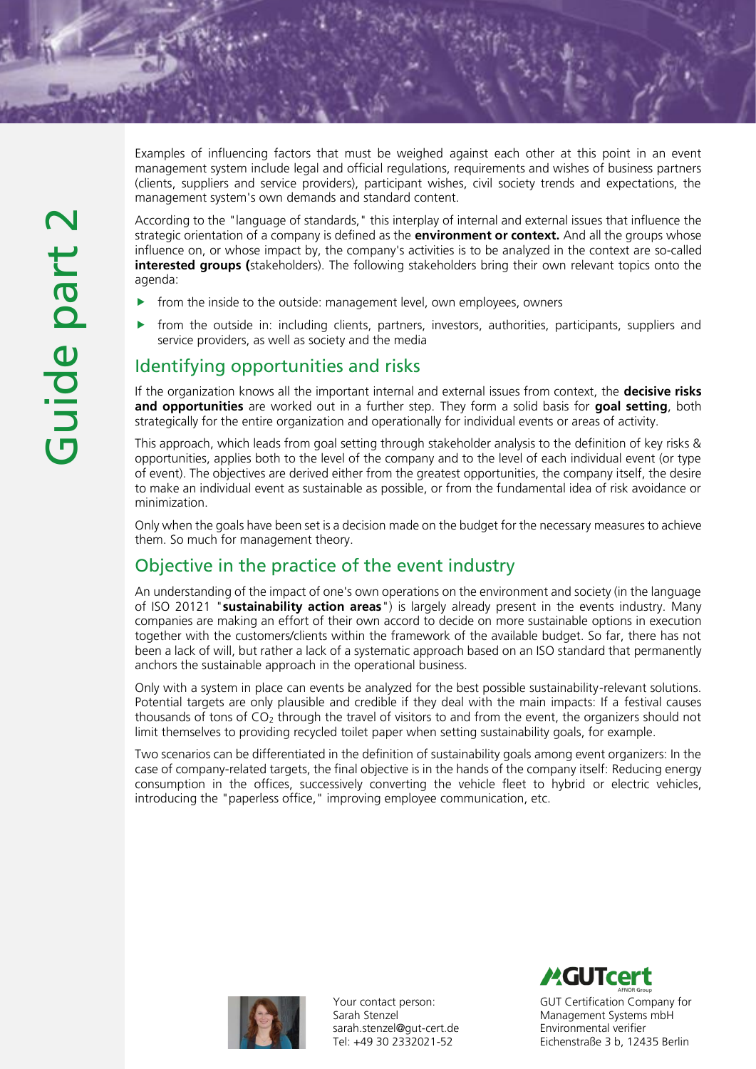Examples of influencing factors that must be weighed against each other at this point in an event management system include legal and official regulations, requirements and wishes of business partners (clients, suppliers and service providers), participant wishes, civil society trends and expectations, the management system's own demands and standard content.

According to the "language of standards," this interplay of internal and external issues that influence the strategic orientation of a company is defined as the **environment or context.** And all the groups whose influence on, or whose impact by, the company's activities is to be analyzed in the context are so-called **interested groups (**stakeholders). The following stakeholders bring their own relevant topics onto the agenda:

- from the inside to the outside: management level, own employees, owners
- from the outside in: including clients, partners, investors, authorities, participants, suppliers and service providers, as well as society and the media

## Identifying opportunities and risks

If the organization knows all the important internal and external issues from context, the **decisive risks and opportunities** are worked out in a further step. They form a solid basis for **goal setting**, both strategically for the entire organization and operationally for individual events or areas of activity.

This approach, which leads from goal setting through stakeholder analysis to the definition of key risks & opportunities, applies both to the level of the company and to the level of each individual event (or type of event). The objectives are derived either from the greatest opportunities, the company itself, the desire to make an individual event as sustainable as possible, or from the fundamental idea of risk avoidance or minimization.

Only when the goals have been set is a decision made on the budget for the necessary measures to achieve them. So much for management theory.

## Objective in the practice of the event industry

An understanding of the impact of one's own operations on the environment and society (in the language of ISO 20121 "**sustainability action areas**") is largely already present in the events industry. Many companies are making an effort of their own accord to decide on more sustainable options in execution together with the customers/clients within the framework of the available budget. So far, there has not been a lack of will, but rather a lack of a systematic approach based on an ISO standard that permanently anchors the sustainable approach in the operational business.

Only with a system in place can events be analyzed for the best possible sustainability-relevant solutions. Potential targets are only plausible and credible if they deal with the main impacts: If a festival causes thousands of tons of $CO_2$ through the travel of visitors to and from the event, the organizers should not limit themselves to providing recycled toilet paper when setting sustainability goals, for example.

Two scenarios can be differentiated in the definition of sustainability goals among event organizers: In the case of company-related targets, the final objective is in the hands of the company itself: Reducing energy consumption in the offices, successively converting the vehicle fleet to hybrid or electric vehicles, introducing the "paperless office," improving employee communication, etc.

Your contact person:
Sarah Stenzel
sarah.stenzel@gut-cert.de
Tel: +49 30 2332021-52

GUT Certification Company for Management Systems mbH
Environmental verifier
Eichenstraße 3 b, 12435 Berlin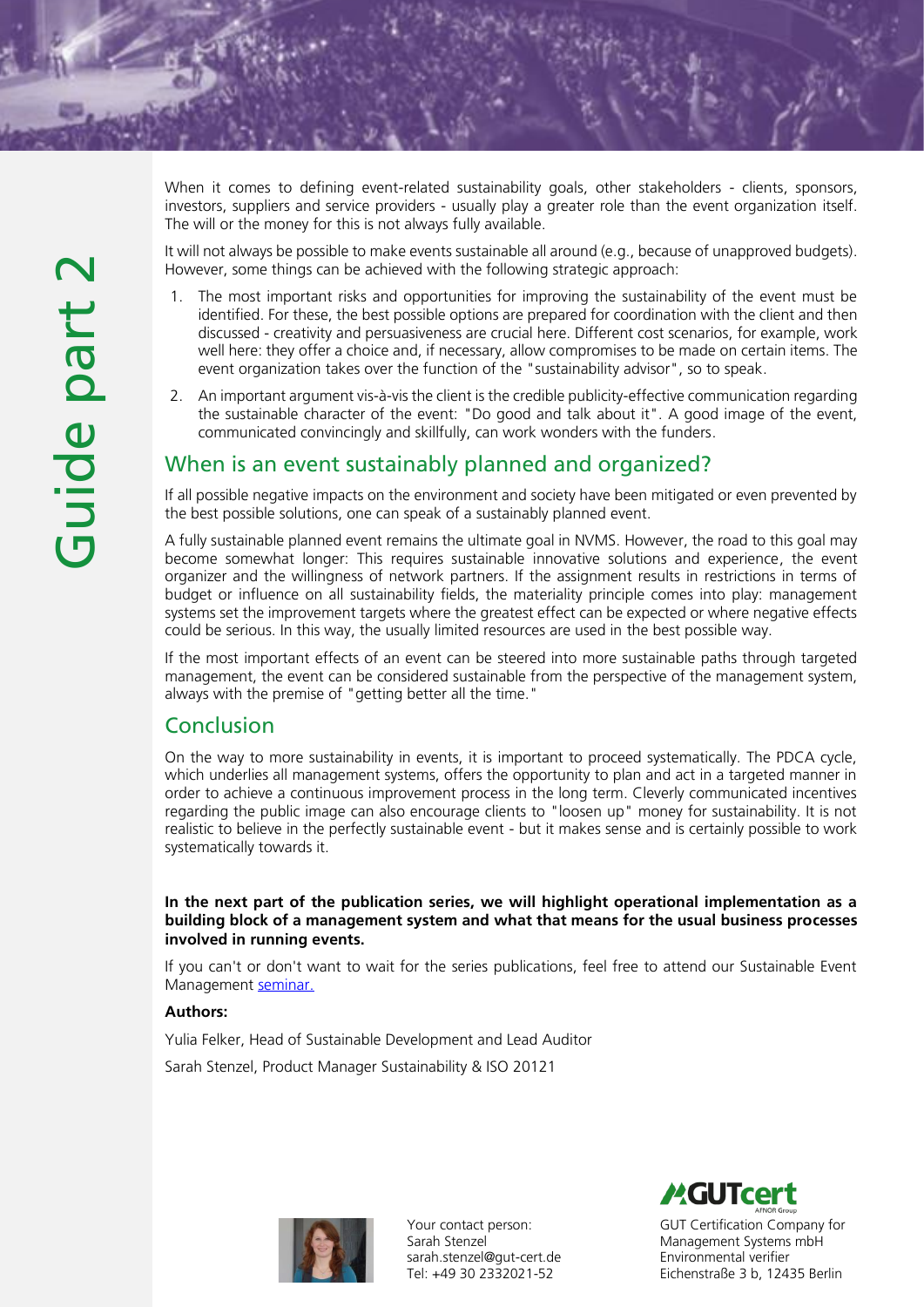When it comes to defining event-related sustainability goals, other stakeholders - clients, sponsors, investors, suppliers and service providers - usually play a greater role than the event organization itself. The will or the money for this is not always fully available.

It will not always be possible to make events sustainable all around (e.g., because of unapproved budgets). However, some things can be achieved with the following strategic approach:

1. The most important risks and opportunities for improving the sustainability of the event must be identified. For these, the best possible options are prepared for coordination with the client and then discussed - creativity and persuasiveness are crucial here. Different cost scenarios, for example, work well here: they offer a choice and, if necessary, allow compromises to be made on certain items. The event organization takes over the function of the "sustainability advisor", so to speak.
2. An important argument vis-à-vis the client is the credible publicity-effective communication regarding the sustainable character of the event: "Do good and talk about it". A good image of the event, communicated convincingly and skillfully, can work wonders with the funders.

## When is an event sustainably planned and organized?

If all possible negative impacts on the environment and society have been mitigated or even prevented by the best possible solutions, one can speak of a sustainably planned event.

A fully sustainable planned event remains the ultimate goal in NVMS. However, the road to this goal may become somewhat longer: This requires sustainable innovative solutions and experience, the event organizer and the willingness of network partners. If the assignment results in restrictions in terms of budget or influence on all sustainability fields, the materiality principle comes into play: management systems set the improvement targets where the greatest effect can be expected or where negative effects could be serious. In this way, the usually limited resources are used in the best possible way.

If the most important effects of an event can be steered into more sustainable paths through targeted management, the event can be considered sustainable from the perspective of the management system, always with the premise of "getting better all the time."

## Conclusion

On the way to more sustainability in events, it is important to proceed systematically. The PDCA cycle, which underlies all management systems, offers the opportunity to plan and act in a targeted manner in order to achieve a continuous improvement process in the long term. Cleverly communicated incentives regarding the public image can also encourage clients to "loosen up" money for sustainability. It is not realistic to believe in the perfectly sustainable event - but it makes sense and is certainly possible to work systematically towards it.

**In the next part of the publication series, we will highlight operational implementation as a building block of a management system and what that means for the usual business processes involved in running events.**

If you can't or don't want to wait for the series publications, feel free to attend our Sustainable Event Management seminar.

**Authors:**

Yulia Felker, Head of Sustainable Development and Lead Auditor

Sarah Stenzel, Product Manager Sustainability & ISO 20121

Your contact person:
Sarah Stenzel
sarah.stenzel@gut-cert.de
Tel: +49 30 2332021-52

GUTcert
AFNOR Group

GUT Certification Company for Management Systems mbH
Environmental verifier
Eichenstraße 3 b, 12435 Berlin